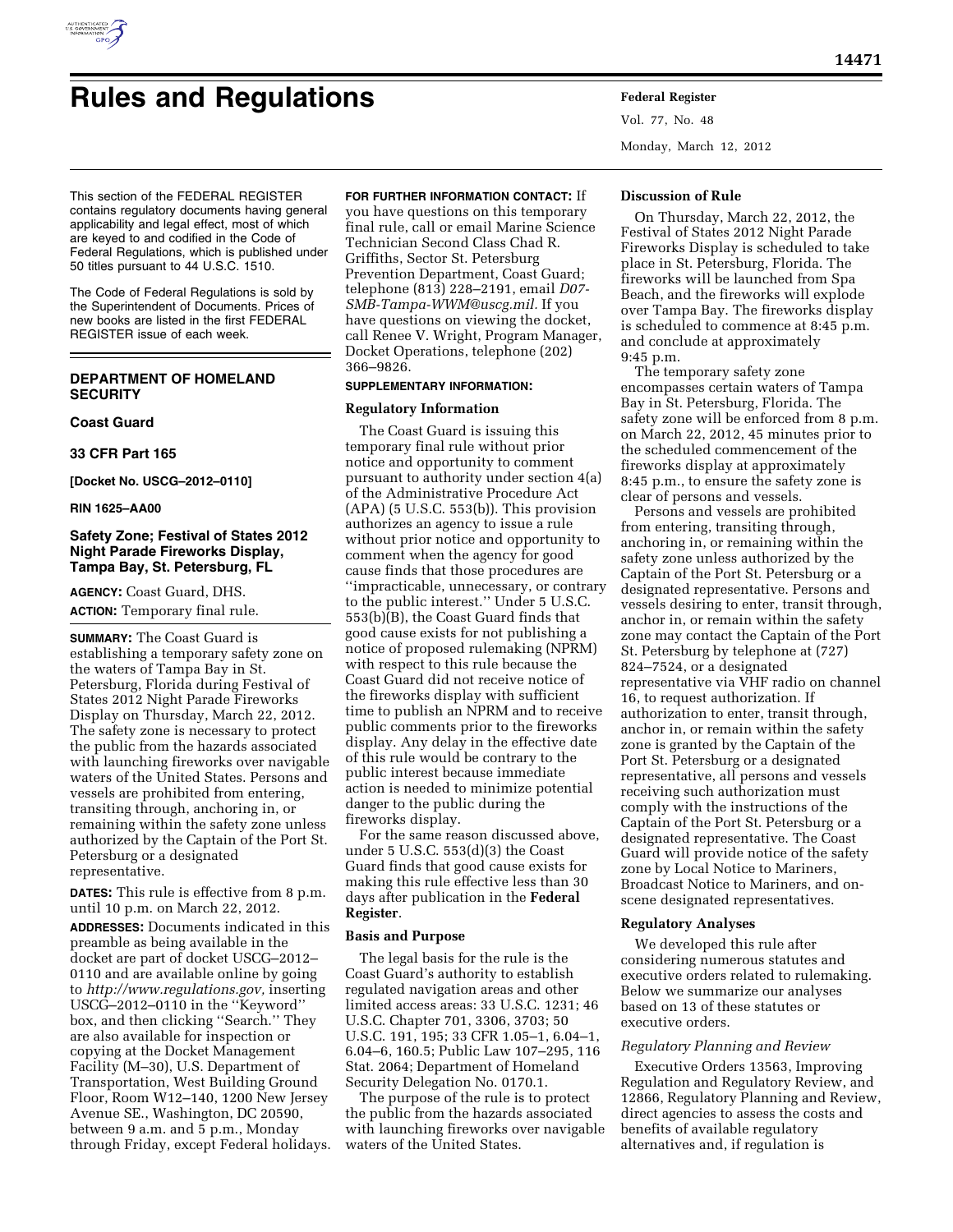# Rules and Regulations

This section of the FEDERAL REGISTER contains regulatory documents having general applicability and legal effect, most of which are keyed to and codified in the Code of Federal Regulations, which is published under 50 titles pursuant to 44 U.S.C. 1510.

The Code of Federal Regulations is sold by the Superintendent of Documents. Prices of new books are listed in the first FEDERAL REGISTER issue of each week.

**DEPARTMENT OF HOMELAND SECURITY**

**Coast Guard**

**33 CFR Part 165**

**[Docket No. USCG–2012–0110]**

**RIN 1625–AA00**

## Safety Zone; Festival of States 2012 Night Parade Fireworks Display, Tampa Bay, St. Petersburg, FL

**AGENCY:** Coast Guard, DHS.

**ACTION:** Temporary final rule.

**SUMMARY:** The Coast Guard is establishing a temporary safety zone on the waters of Tampa Bay in St. Petersburg, Florida during Festival of States 2012 Night Parade Fireworks Display on Thursday, March 22, 2012. The safety zone is necessary to protect the public from the hazards associated with launching fireworks over navigable waters of the United States. Persons and vessels are prohibited from entering, transiting through, anchoring in, or remaining within the safety zone unless authorized by the Captain of the Port St. Petersburg or a designated representative.

**DATES:** This rule is effective from 8 p.m. until 10 p.m. on March 22, 2012.

**ADDRESSES:** Documents indicated in this preamble as being available in the docket are part of docket USCG–2012–0110 and are available online by going to *http://www.regulations.gov,* inserting USCG–2012–0110 in the ''Keyword'' box, and then clicking ''Search.'' They are also available for inspection or copying at the Docket Management Facility (M–30), U.S. Department of Transportation, West Building Ground Floor, Room W12–140, 1200 New Jersey Avenue SE., Washington, DC 20590, between 9 a.m. and 5 p.m., Monday through Friday, except Federal holidays.

**FOR FURTHER INFORMATION CONTACT:** If you have questions on this temporary final rule, call or email Marine Science Technician Second Class Chad R. Griffiths, Sector St. Petersburg Prevention Department, Coast Guard; telephone (813) 228–2191, email *D07-SMB-Tampa-WWM@uscg.mil.* If you have questions on viewing the docket, call Renee V. Wright, Program Manager, Docket Operations, telephone (202) 366–9826.

**SUPPLEMENTARY INFORMATION:**

### Regulatory Information

The Coast Guard is issuing this temporary final rule without prior notice and opportunity to comment pursuant to authority under section 4(a) of the Administrative Procedure Act (APA) (5 U.S.C. 553(b)). This provision authorizes an agency to issue a rule without prior notice and opportunity to comment when the agency for good cause finds that those procedures are ''impracticable, unnecessary, or contrary to the public interest.'' Under 5 U.S.C. 553(b)(B), the Coast Guard finds that good cause exists for not publishing a notice of proposed rulemaking (NPRM) with respect to this rule because the Coast Guard did not receive notice of the fireworks display with sufficient time to publish an NPRM and to receive public comments prior to the fireworks display. Any delay in the effective date of this rule would be contrary to the public interest because immediate action is needed to minimize potential danger to the public during the fireworks display.

For the same reason discussed above, under 5 U.S.C. 553(d)(3) the Coast Guard finds that good cause exists for making this rule effective less than 30 days after publication in the **Federal Register**.

### Basis and Purpose

The legal basis for the rule is the Coast Guard's authority to establish regulated navigation areas and other limited access areas: 33 U.S.C. 1231; 46 U.S.C. Chapter 701, 3306, 3703; 50 U.S.C. 191, 195; 33 CFR 1.05–1, 6.04–1, 6.04–6, 160.5; Public Law 107–295, 116 Stat. 2064; Department of Homeland Security Delegation No. 0170.1.

The purpose of the rule is to protect the public from the hazards associated with launching fireworks over navigable waters of the United States.

### Discussion of Rule

On Thursday, March 22, 2012, the Festival of States 2012 Night Parade Fireworks Display is scheduled to take place in St. Petersburg, Florida. The fireworks will be launched from Spa Beach, and the fireworks will explode over Tampa Bay. The fireworks display is scheduled to commence at 8:45 p.m. and conclude at approximately 9:45 p.m.

The temporary safety zone encompasses certain waters of Tampa Bay in St. Petersburg, Florida. The safety zone will be enforced from 8 p.m. on March 22, 2012, 45 minutes prior to the scheduled commencement of the fireworks display at approximately 8:45 p.m., to ensure the safety zone is clear of persons and vessels.

Persons and vessels are prohibited from entering, transiting through, anchoring in, or remaining within the safety zone unless authorized by the Captain of the Port St. Petersburg or a designated representative. Persons and vessels desiring to enter, transit through, anchor in, or remain within the safety zone may contact the Captain of the Port St. Petersburg by telephone at (727) 824–7524, or a designated representative via VHF radio on channel 16, to request authorization. If authorization to enter, transit through, anchor in, or remain within the safety zone is granted by the Captain of the Port St. Petersburg or a designated representative, all persons and vessels receiving such authorization must comply with the instructions of the Captain of the Port St. Petersburg or a designated representative. The Coast Guard will provide notice of the safety zone by Local Notice to Mariners, Broadcast Notice to Mariners, and on-scene designated representatives.

### Regulatory Analyses

We developed this rule after considering numerous statutes and executive orders related to rulemaking. Below we summarize our analyses based on 13 of these statutes or executive orders.

*Regulatory Planning and Review*

Executive Orders 13563, Improving Regulation and Regulatory Review, and 12866, Regulatory Planning and Review, direct agencies to assess the costs and benefits of available regulatory alternatives and, if regulation is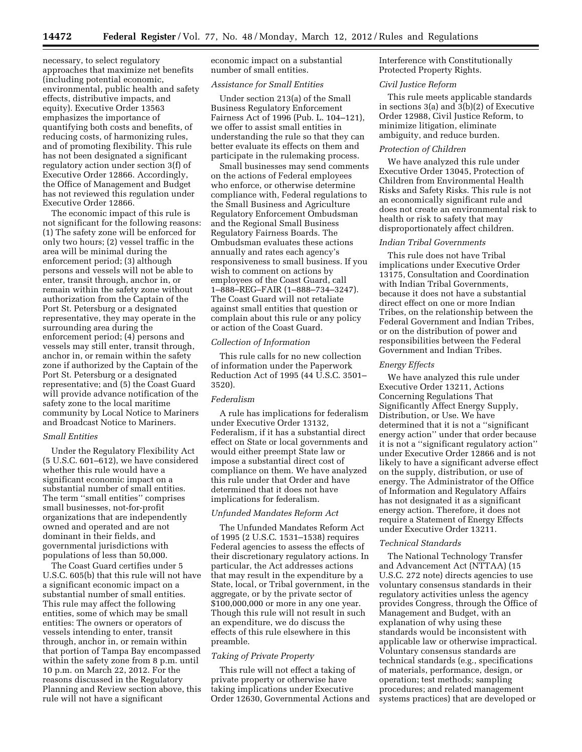necessary, to select regulatory approaches that maximize net benefits (including potential economic, environmental, public health and safety effects, distributive impacts, and equity). Executive Order 13563 emphasizes the importance of quantifying both costs and benefits, of reducing costs, of harmonizing rules, and of promoting flexibility. This rule has not been designated a significant regulatory action under section 3(f) of Executive Order 12866. Accordingly, the Office of Management and Budget has not reviewed this regulation under Executive Order 12866.

The economic impact of this rule is not significant for the following reasons: (1) The safety zone will be enforced for only two hours; (2) vessel traffic in the area will be minimal during the enforcement period; (3) although persons and vessels will not be able to enter, transit through, anchor in, or remain within the safety zone without authorization from the Captain of the Port St. Petersburg or a designated representative, they may operate in the surrounding area during the enforcement period; (4) persons and vessels may still enter, transit through, anchor in, or remain within the safety zone if authorized by the Captain of the Port St. Petersburg or a designated representative; and (5) the Coast Guard will provide advance notification of the safety zone to the local maritime community by Local Notice to Mariners and Broadcast Notice to Mariners.

*Small Entities*

Under the Regulatory Flexibility Act (5 U.S.C. 601–612), we have considered whether this rule would have a significant economic impact on a substantial number of small entities. The term "small entities" comprises small businesses, not-for-profit organizations that are independently owned and operated and are not dominant in their fields, and governmental jurisdictions with populations of less than 50,000.

The Coast Guard certifies under 5 U.S.C. 605(b) that this rule will not have a significant economic impact on a substantial number of small entities. This rule may affect the following entities, some of which may be small entities: The owners or operators of vessels intending to enter, transit through, anchor in, or remain within that portion of Tampa Bay encompassed within the safety zone from 8 p.m. until 10 p.m. on March 22, 2012. For the reasons discussed in the Regulatory Planning and Review section above, this rule will not have a significant economic impact on a substantial number of small entities.

*Assistance for Small Entities*

Under section 213(a) of the Small Business Regulatory Enforcement Fairness Act of 1996 (Pub. L. 104–121), we offer to assist small entities in understanding the rule so that they can better evaluate its effects on them and participate in the rulemaking process.

Small businesses may send comments on the actions of Federal employees who enforce, or otherwise determine compliance with, Federal regulations to the Small Business and Agriculture Regulatory Enforcement Ombudsman and the Regional Small Business Regulatory Fairness Boards. The Ombudsman evaluates these actions annually and rates each agency's responsiveness to small business. If you wish to comment on actions by employees of the Coast Guard, call 1–888–REG–FAIR (1–888–734–3247). The Coast Guard will not retaliate against small entities that question or complain about this rule or any policy or action of the Coast Guard.

*Collection of Information*

This rule calls for no new collection of information under the Paperwork Reduction Act of 1995 (44 U.S.C. 3501–3520).

*Federalism*

A rule has implications for federalism under Executive Order 13132, Federalism, if it has a substantial direct effect on State or local governments and would either preempt State law or impose a substantial direct cost of compliance on them. We have analyzed this rule under that Order and have determined that it does not have implications for federalism.

*Unfunded Mandates Reform Act*

The Unfunded Mandates Reform Act of 1995 (2 U.S.C. 1531–1538) requires Federal agencies to assess the effects of their discretionary regulatory actions. In particular, the Act addresses actions that may result in the expenditure by a State, local, or Tribal government, in the aggregate, or by the private sector of $100,000,000 or more in any one year. Though this rule will not result in such an expenditure, we do discuss the effects of this rule elsewhere in this preamble.

*Taking of Private Property*

This rule will not effect a taking of private property or otherwise have taking implications under Executive Order 12630, Governmental Actions and Interference with Constitutionally Protected Property Rights.

*Civil Justice Reform*

This rule meets applicable standards in sections 3(a) and 3(b)(2) of Executive Order 12988, Civil Justice Reform, to minimize litigation, eliminate ambiguity, and reduce burden.

*Protection of Children*

We have analyzed this rule under Executive Order 13045, Protection of Children from Environmental Health Risks and Safety Risks. This rule is not an economically significant rule and does not create an environmental risk to health or risk to safety that may disproportionately affect children.

*Indian Tribal Governments*

This rule does not have Tribal implications under Executive Order 13175, Consultation and Coordination with Indian Tribal Governments, because it does not have a substantial direct effect on one or more Indian Tribes, on the relationship between the Federal Government and Indian Tribes, or on the distribution of power and responsibilities between the Federal Government and Indian Tribes.

*Energy Effects*

We have analyzed this rule under Executive Order 13211, Actions Concerning Regulations That Significantly Affect Energy Supply, Distribution, or Use. We have determined that it is not a "significant energy action" under that order because it is not a "significant regulatory action" under Executive Order 12866 and is not likely to have a significant adverse effect on the supply, distribution, or use of energy. The Administrator of the Office of Information and Regulatory Affairs has not designated it as a significant energy action. Therefore, it does not require a Statement of Energy Effects under Executive Order 13211.

*Technical Standards*

The National Technology Transfer and Advancement Act (NTTAA) (15 U.S.C. 272 note) directs agencies to use voluntary consensus standards in their regulatory activities unless the agency provides Congress, through the Office of Management and Budget, with an explanation of why using these standards would be inconsistent with applicable law or otherwise impractical. Voluntary consensus standards are technical standards (e.g., specifications of materials, performance, design, or operation; test methods; sampling procedures; and related management systems practices) that are developed or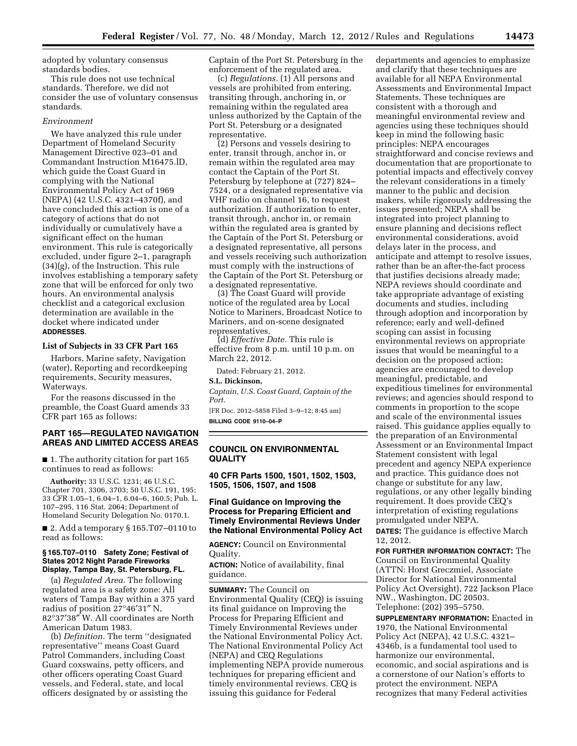adopted by voluntary consensus standards bodies.

This rule does not use technical standards. Therefore, we did not consider the use of voluntary consensus standards.

*Environment*

We have analyzed this rule under Department of Homeland Security Management Directive 023–01 and Commandant Instruction M16475.lD, which guide the Coast Guard in complying with the National Environmental Policy Act of 1969 (NEPA) (42 U.S.C. 4321–4370f), and have concluded this action is one of a category of actions that do not individually or cumulatively have a significant effect on the human environment. This rule is categorically excluded, under figure 2–1, paragraph (34)(g), of the Instruction. This rule involves establishing a temporary safety zone that will be enforced for only two hours. An environmental analysis checklist and a categorical exclusion determination are available in the docket where indicated under **ADDRESSES**.

**List of Subjects in 33 CFR Part 165**

Harbors, Marine safety, Navigation (water), Reporting and recordkeeping requirements, Security measures, Waterways.

For the reasons discussed in the preamble, the Coast Guard amends 33 CFR part 165 as follows:

## PART 165—REGULATED NAVIGATION AREAS AND LIMITED ACCESS AREAS

■ 1. The authority citation for part 165 continues to read as follows:

**Authority:** 33 U.S.C. 1231; 46 U.S.C. Chapter 701, 3306, 3703; 50 U.S.C. 191, 195; 33 CFR 1.05–1, 6.04–1, 6.04–6, 160.5; Pub. L. 107–295, 116 Stat. 2064; Department of Homeland Security Delegation No. 0170.1.

■ 2. Add a temporary § 165.T07–0110 to read as follows:

**§ 165.T07–0110 Safety Zone; Festival of States 2012 Night Parade Fireworks Display, Tampa Bay, St. Petersburg, FL.**

(a) *Regulated Area.* The following regulated area is a safety zone: All waters of Tampa Bay within a 375 yard radius of position 27°46′31″ N, 82°37′38″ W. All coordinates are North American Datum 1983.

(b) *Definition.* The term ''designated representative'' means Coast Guard Patrol Commanders, including Coast Guard coxswains, petty officers, and other officers operating Coast Guard vessels, and Federal, state, and local officers designated by or assisting the Captain of the Port St. Petersburg in the enforcement of the regulated area.

(c) *Regulations.* (1) All persons and vessels are prohibited from entering, transiting through, anchoring in, or remaining within the regulated area unless authorized by the Captain of the Port St. Petersburg or a designated representative.

(2) Persons and vessels desiring to enter, transit through, anchor in, or remain within the regulated area may contact the Captain of the Port St. Petersburg by telephone at (727) 824–7524, or a designated representative via VHF radio on channel 16, to request authorization. If authorization to enter, transit through, anchor in, or remain within the regulated area is granted by the Captain of the Port St. Petersburg or a designated representative, all persons and vessels receiving such authorization must comply with the instructions of the Captain of the Port St. Petersburg or a designated representative.

(3) The Coast Guard will provide notice of the regulated area by Local Notice to Mariners, Broadcast Notice to Mariners, and on-scene designated representatives.

(d) *Effective Date.* This rule is effective from 8 p.m. until 10 p.m. on March 22, 2012.

Dated: February 21, 2012.

**S.L. Dickinson,**

*Captain, U.S. Coast Guard, Captain of the Port.*

[FR Doc. 2012–5858 Filed 3–9–12; 8:45 am]

**BILLING CODE 9110–04–P**

## COUNCIL ON ENVIRONMENTAL QUALITY

### 40 CFR Parts 1500, 1501, 1502, 1503, 1505, 1506, 1507, and 1508

### Final Guidance on Improving the Process for Preparing Efficient and Timely Environmental Reviews Under the National Environmental Policy Act

**AGENCY:** Council on Environmental Quality.

**ACTION:** Notice of availability, final guidance.

**SUMMARY:** The Council on Environmental Quality (CEQ) is issuing its final guidance on Improving the Process for Preparing Efficient and Timely Environmental Reviews under the National Environmental Policy Act. The National Environmental Policy Act (NEPA) and CEQ Regulations implementing NEPA provide numerous techniques for preparing efficient and timely environmental reviews. CEQ is issuing this guidance for Federal departments and agencies to emphasize and clarify that these techniques are available for all NEPA Environmental Assessments and Environmental Impact Statements. These techniques are consistent with a thorough and meaningful environmental review and agencies using these techniques should keep in mind the following basic principles: NEPA encourages straightforward and concise reviews and documentation that are proportionate to potential impacts and effectively convey the relevant considerations in a timely manner to the public and decision makers, while rigorously addressing the issues presented; NEPA shall be integrated into project planning to ensure planning and decisions reflect environmental considerations, avoid delays later in the process, and anticipate and attempt to resolve issues, rather than be an after-the-fact process that justifies decisions already made; NEPA reviews should coordinate and take appropriate advantage of existing documents and studies, including through adoption and incorporation by reference; early and well-defined scoping can assist in focusing environmental reviews on appropriate issues that would be meaningful to a decision on the proposed action; agencies are encouraged to develop meaningful, predictable, and expeditious timelines for environmental reviews; and agencies should respond to comments in proportion to the scope and scale of the environmental issues raised. This guidance applies equally to the preparation of an Environmental Assessment or an Environmental Impact Statement consistent with legal precedent and agency NEPA experience and practice. This guidance does not change or substitute for any law, regulations, or any other legally binding requirement. It does provide CEQ's interpretation of existing regulations promulgated under NEPA.

**DATES:** The guidance is effective March 12, 2012.

**FOR FURTHER INFORMATION CONTACT:** The Council on Environmental Quality (ATTN: Horst Greczmiel, Associate Director for National Environmental Policy Act Oversight), 722 Jackson Place NW., Washington, DC 20503. Telephone: (202) 395–5750.

**SUPPLEMENTARY INFORMATION:** Enacted in 1970, the National Environmental Policy Act (NEPA), 42 U.S.C. 4321–4346b, is a fundamental tool used to harmonize our environmental, economic, and social aspirations and is a cornerstone of our Nation's efforts to protect the environment. NEPA recognizes that many Federal activities